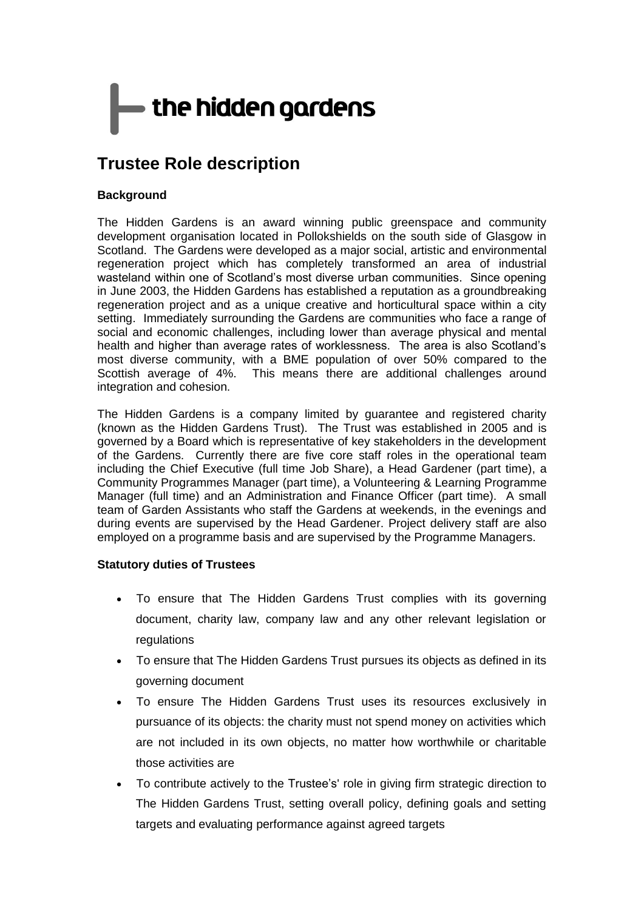the hidden gardens

# Trustee Role description

**Background**

The Hidden Gardens is an award winning public greenspace and community development organisation located in Pollokshields on the south side of Glasgow in Scotland. The Gardens were developed as a major social, artistic and environmental regeneration project which has completely transformed an area of industrial wasteland within one of Scotland's most diverse urban communities. Since opening in June 2003, the Hidden Gardens has established a reputation as a groundbreaking regeneration project and as a unique creative and horticultural space within a city setting. Immediately surrounding the Gardens are communities who face a range of social and economic challenges, including lower than average physical and mental health and higher than average rates of worklessness. The area is also Scotland's most diverse community, with a BME population of over 50% compared to the Scottish average of 4%. This means there are additional challenges around integration and cohesion.

The Hidden Gardens is a company limited by guarantee and registered charity (known as the Hidden Gardens Trust). The Trust was established in 2005 and is governed by a Board which is representative of key stakeholders in the development of the Gardens. Currently there are five core staff roles in the operational team including the Chief Executive (full time Job Share), a Head Gardener (part time), a Community Programmes Manager (part time), a Volunteering & Learning Programme Manager (full time) and an Administration and Finance Officer (part time). A small team of Garden Assistants who staff the Gardens at weekends, in the evenings and during events are supervised by the Head Gardener. Project delivery staff are also employed on a programme basis and are supervised by the Programme Managers.

**Statutory duties of Trustees**

- To ensure that The Hidden Gardens Trust complies with its governing document, charity law, company law and any other relevant legislation or regulations
- To ensure that The Hidden Gardens Trust pursues its objects as defined in its governing document
- To ensure The Hidden Gardens Trust uses its resources exclusively in pursuance of its objects: the charity must not spend money on activities which are not included in its own objects, no matter how worthwhile or charitable those activities are
- To contribute actively to the Trustee's' role in giving firm strategic direction to The Hidden Gardens Trust, setting overall policy, defining goals and setting targets and evaluating performance against agreed targets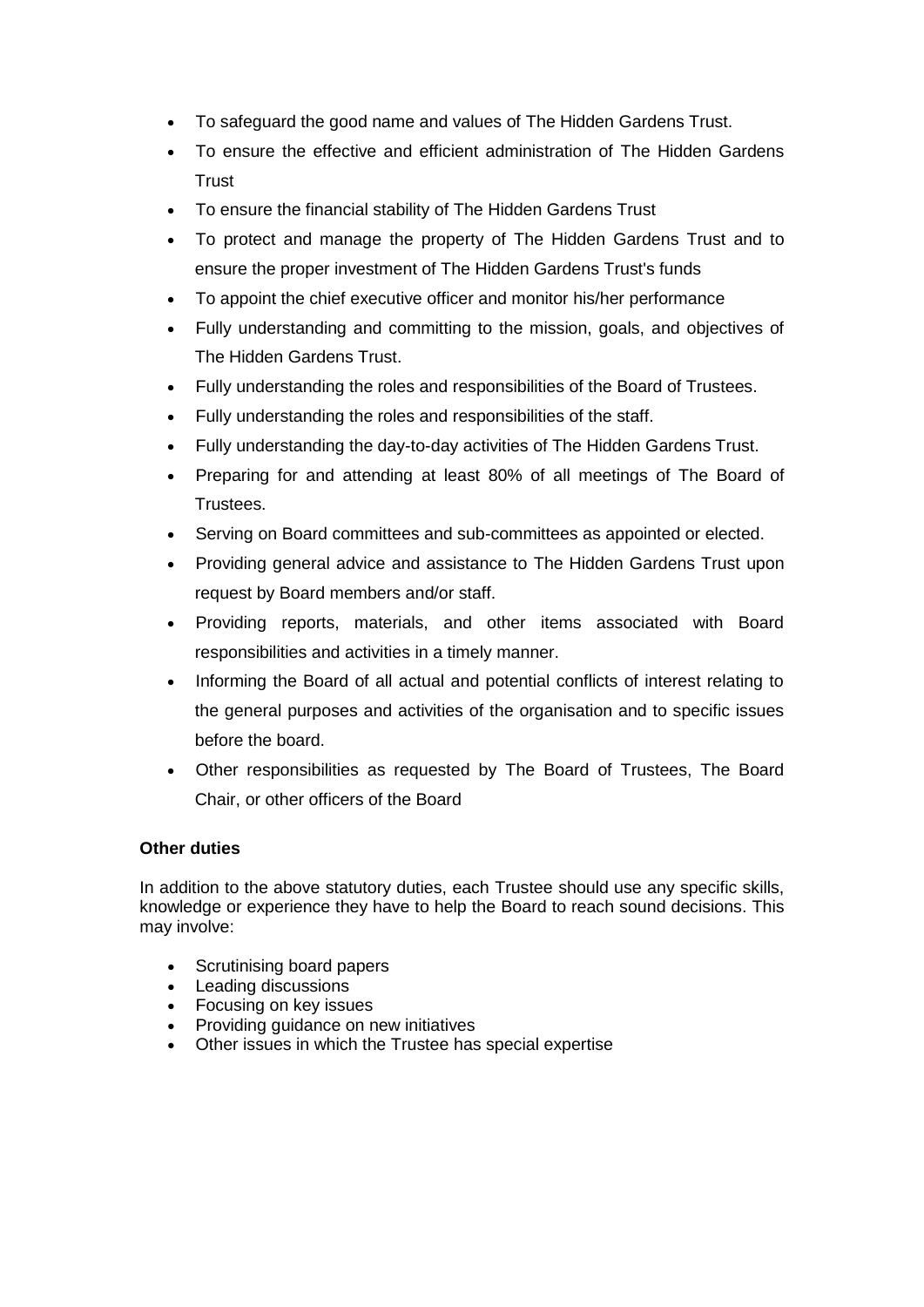- To safeguard the good name and values of The Hidden Gardens Trust.
- To ensure the effective and efficient administration of The Hidden Gardens Trust
- To ensure the financial stability of The Hidden Gardens Trust
- To protect and manage the property of The Hidden Gardens Trust and to ensure the proper investment of The Hidden Gardens Trust's funds
- To appoint the chief executive officer and monitor his/her performance
- Fully understanding and committing to the mission, goals, and objectives of The Hidden Gardens Trust.
- Fully understanding the roles and responsibilities of the Board of Trustees.
- Fully understanding the roles and responsibilities of the staff.
- Fully understanding the day-to-day activities of The Hidden Gardens Trust.
- Preparing for and attending at least 80% of all meetings of The Board of Trustees.
- Serving on Board committees and sub-committees as appointed or elected.
- Providing general advice and assistance to The Hidden Gardens Trust upon request by Board members and/or staff.
- Providing reports, materials, and other items associated with Board responsibilities and activities in a timely manner.
- Informing the Board of all actual and potential conflicts of interest relating to the general purposes and activities of the organisation and to specific issues before the board.
- Other responsibilities as requested by The Board of Trustees, The Board Chair, or other officers of the Board

**Other duties**

In addition to the above statutory duties, each Trustee should use any specific skills, knowledge or experience they have to help the Board to reach sound decisions. This may involve:

- Scrutinising board papers
- Leading discussions
- Focusing on key issues
- Providing guidance on new initiatives
- Other issues in which the Trustee has special expertise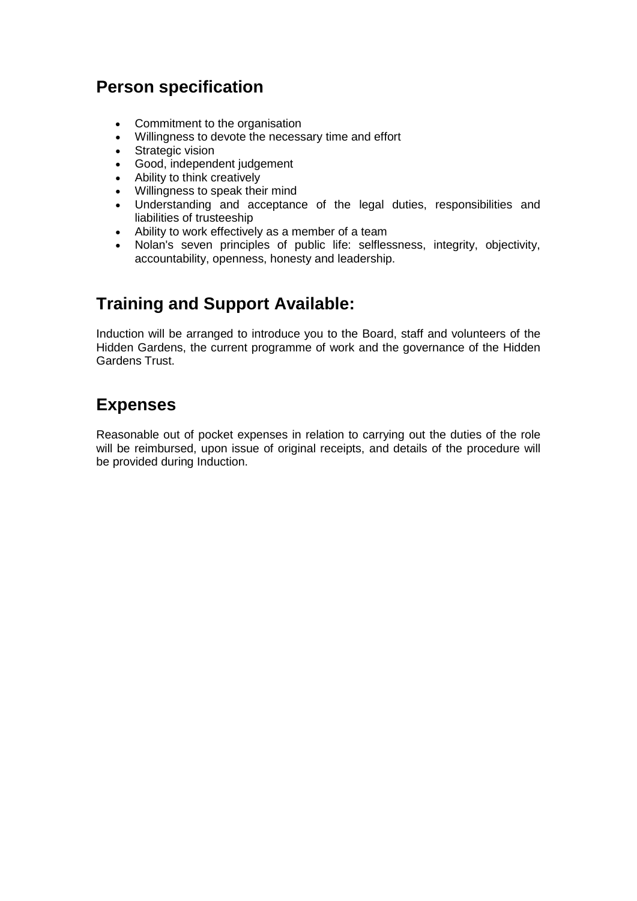## Person specification

- Commitment to the organisation
- Willingness to devote the necessary time and effort
- Strategic vision
- Good, independent judgement
- Ability to think creatively
- Willingness to speak their mind
- Understanding and acceptance of the legal duties, responsibilities and liabilities of trusteeship
- Ability to work effectively as a member of a team
- Nolan's seven principles of public life: selflessness, integrity, objectivity, accountability, openness, honesty and leadership.

## Training and Support Available:

Induction will be arranged to introduce you to the Board, staff and volunteers of the Hidden Gardens, the current programme of work and the governance of the Hidden Gardens Trust.

## Expenses

Reasonable out of pocket expenses in relation to carrying out the duties of the role will be reimbursed, upon issue of original receipts, and details of the procedure will be provided during Induction.